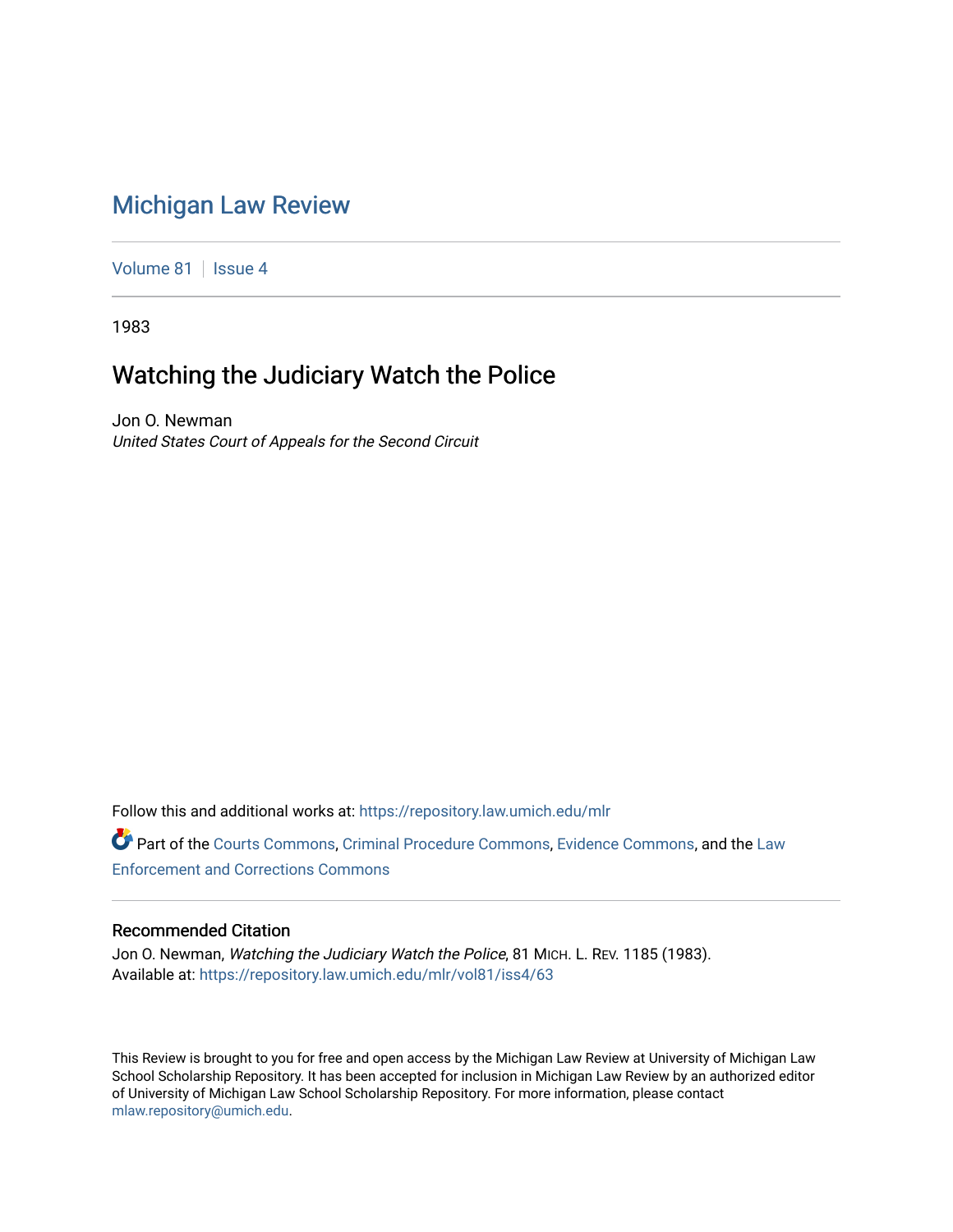# Michigan Law Review

Volume 81 | Issue 4

1983

## Watching the Judiciary Watch the Police

Jon O. Newman
*United States Court of Appeals for the Second Circuit*

Follow this and additional works at: https://repository.law.umich.edu/mlr

Part of the Courts Commons, Criminal Procedure Commons, Evidence Commons, and the Law Enforcement and Corrections Commons

### Recommended Citation

Jon O. Newman, *Watching the Judiciary Watch the Police*, 81 MICH. L. REV. 1185 (1983).
Available at: https://repository.law.umich.edu/mlr/vol81/iss4/63

This Review is brought to you for free and open access by the Michigan Law Review at University of Michigan Law School Scholarship Repository. It has been accepted for inclusion in Michigan Law Review by an authorized editor of University of Michigan Law School Scholarship Repository. For more information, please contact mlaw.repository@umich.edu.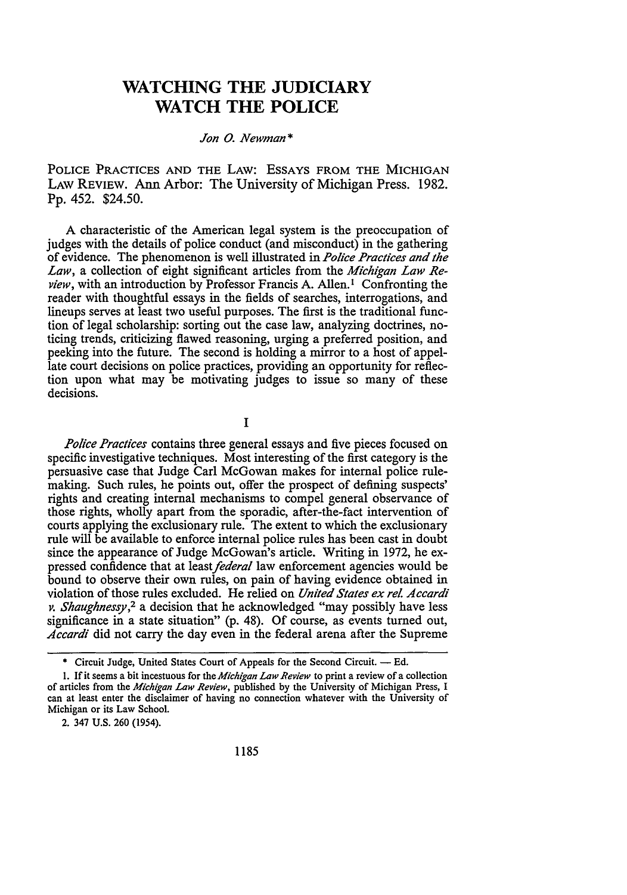# WATCHING THE JUDICIARY WATCH THE POLICE

*Jon O. Newman\**

POLICE PRACTICES AND THE LAW: ESSAYS FROM THE MICHIGAN LAW REVIEW. Ann Arbor: The University of Michigan Press. 1982. Pp. 452. $24.50.

A characteristic of the American legal system is the preoccupation of judges with the details of police conduct (and misconduct) in the gathering of evidence. The phenomenon is well illustrated in *Police Practices and the Law*, a collection of eight significant articles from the *Michigan Law Review*, with an introduction by Professor Francis A. Allen.[1] Confronting the reader with thoughtful essays in the fields of searches, interrogations, and lineups serves at least two useful purposes. The first is the traditional function of legal scholarship: sorting out the case law, analyzing doctrines, noticing trends, criticizing flawed reasoning, urging a preferred position, and peeking into the future. The second is holding a mirror to a host of appellate court decisions on police practices, providing an opportunity for reflection upon what may be motivating judges to issue so many of these decisions.

## I

*Police Practices* contains three general essays and five pieces focused on specific investigative techniques. Most interesting of the first category is the persuasive case that Judge Carl McGowan makes for internal police rule-making. Such rules, he points out, offer the prospect of defining suspects' rights and creating internal mechanisms to compel general observance of those rights, wholly apart from the sporadic, after-the-fact intervention of courts applying the exclusionary rule. The extent to which the exclusionary rule will be available to enforce internal police rules has been cast in doubt since the appearance of Judge McGowan's article. Writing in 1972, he expressed confidence that at least *federal* law enforcement agencies would be bound to observe their own rules, on pain of having evidence obtained in violation of those rules excluded. He relied on *United States ex rel. Accardi v. Shaughnessy*,[2] a decision that he acknowledged "may possibly have less significance in a state situation" (p. 48). Of course, as events turned out, *Accardi* did not carry the day even in the federal arena after the Supreme

---

\* Circuit Judge, United States Court of Appeals for the Second Circuit. — Ed.

1. If it seems a bit incestuous for the *Michigan Law Review* to print a review of a collection of articles from the *Michigan Law Review*, published by the University of Michigan Press, I can at least enter the disclaimer of having no connection whatever with the University of Michigan or its Law School.

2. 347 U.S. 260 (1954).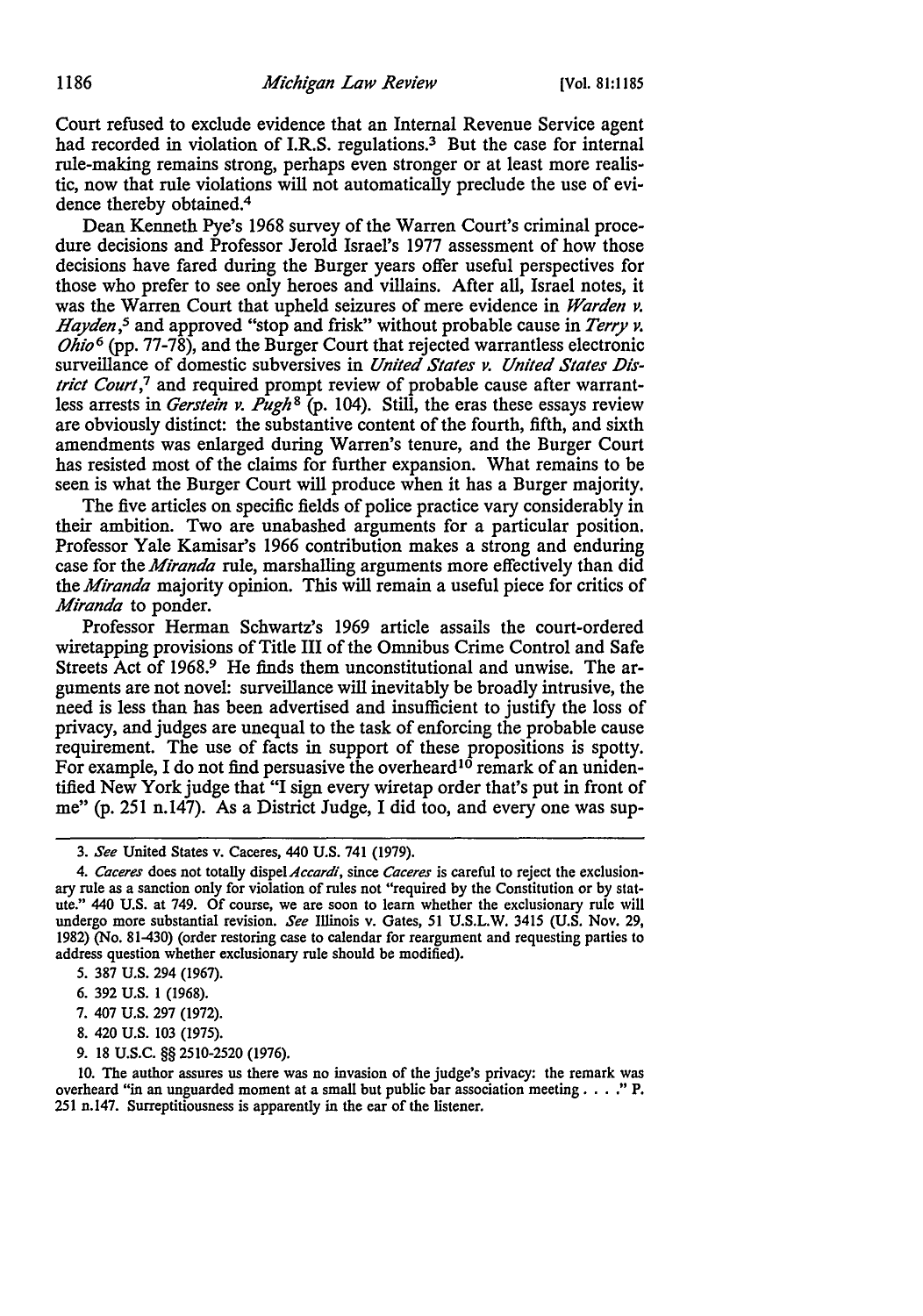Court refused to exclude evidence that an Internal Revenue Service agent had recorded in violation of I.R.S. regulations.[3] But the case for internal rule-making remains strong, perhaps even stronger or at least more realistic, now that rule violations will not automatically preclude the use of evidence thereby obtained.[4]

Dean Kenneth Pye's 1968 survey of the Warren Court's criminal procedure decisions and Professor Jerold Israel's 1977 assessment of how those decisions have fared during the Burger years offer useful perspectives for those who prefer to see only heroes and villains. After all, Israel notes, it was the Warren Court that upheld seizures of mere evidence in *Warden v. Hayden*,[5] and approved "stop and frisk" without probable cause in *Terry v. Ohio*[6] (pp. 77-78), and the Burger Court that rejected warrantless electronic surveillance of domestic subversives in *United States v. United States District Court*,[7] and required prompt review of probable cause after warrantless arrests in *Gerstein v. Pugh*[8] (p. 104). Still, the eras these essays review are obviously distinct: the substantive content of the fourth, fifth, and sixth amendments was enlarged during Warren's tenure, and the Burger Court has resisted most of the claims for further expansion. What remains to be seen is what the Burger Court will produce when it has a Burger majority.

The five articles on specific fields of police practice vary considerably in their ambition. Two are unabashed arguments for a particular position. Professor Yale Kamisar's 1966 contribution makes a strong and enduring case for the *Miranda* rule, marshalling arguments more effectively than did the *Miranda* majority opinion. This will remain a useful piece for critics of *Miranda* to ponder.

Professor Herman Schwartz's 1969 article assails the court-ordered wiretapping provisions of Title III of the Omnibus Crime Control and Safe Streets Act of 1968.[9] He finds them unconstitutional and unwise. The arguments are not novel: surveillance will inevitably be broadly intrusive, the need is less than has been advertised and insufficient to justify the loss of privacy, and judges are unequal to the task of enforcing the probable cause requirement. The use of facts in support of these propositions is spotty. For example, I do not find persuasive the overheard[10] remark of an unidentified New York judge that "I sign every wiretap order that's put in front of me" (p. 251 n.147). As a District Judge, I did too, and every one was sup-

---

3. *See* United States v. Caceres, 440 U.S. 741 (1979).

4. *Caceres* does not totally dispel *Accardi*, since *Caceres* is careful to reject the exclusionary rule as a sanction only for violation of rules not "required by the Constitution or by statute." 440 U.S. at 749. Of course, we are soon to learn whether the exclusionary rule will undergo more substantial revision. *See* Illinois v. Gates, 51 U.S.L.W. 3415 (U.S. Nov. 29, 1982) (No. 81-430) (order restoring case to calendar for reargument and requesting parties to address question whether exclusionary rule should be modified).

5. 387 U.S. 294 (1967).

6. 392 U.S. 1 (1968).

7. 407 U.S. 297 (1972).

8. 420 U.S. 103 (1975).

9. 18 U.S.C. §§ 2510-2520 (1976).

10. The author assures us there was no invasion of the judge's privacy: the remark was overheard "in an unguarded moment at a small but public bar association meeting . . . ." P. 251 n.147. Surreptitiousness is apparently in the ear of the listener.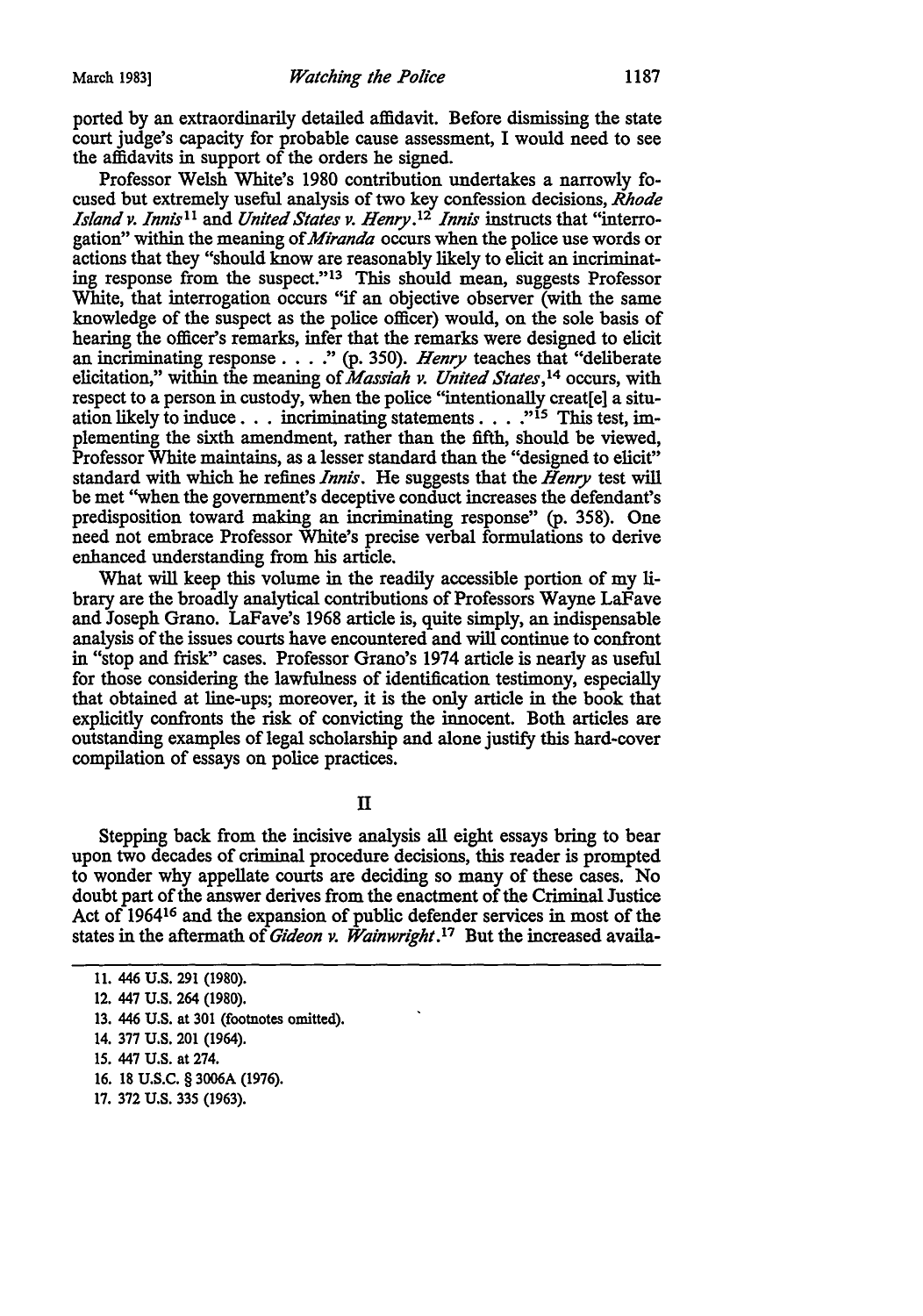ported by an extraordinarily detailed affidavit. Before dismissing the state court judge's capacity for probable cause assessment, I would need to see the affidavits in support of the orders he signed.

Professor Welsh White's 1980 contribution undertakes a narrowly focused but extremely useful analysis of two key confession decisions, *Rhode Island v. Innis*[11] and *United States v. Henry*.[12] *Innis* instructs that "interrogation" within the meaning of *Miranda* occurs when the police use words or actions that they "should know are reasonably likely to elicit an incriminating response from the suspect."[13] This should mean, suggests Professor White, that interrogation occurs "if an objective observer (with the same knowledge of the suspect as the police officer) would, on the sole basis of hearing the officer's remarks, infer that the remarks were designed to elicit an incriminating response . . . ." (p. 350). *Henry* teaches that "deliberate elicitation," within the meaning of *Massiah v. United States*,[14] occurs, with respect to a person in custody, when the police "intentionally creat[e] a situation likely to induce . . . incriminating statements . . . ."[15] This test, implementing the sixth amendment, rather than the fifth, should be viewed, Professor White maintains, as a lesser standard than the "designed to elicit" standard with which he refines *Innis*. He suggests that the *Henry* test will be met "when the government's deceptive conduct increases the defendant's predisposition toward making an incriminating response" (p. 358). One need not embrace Professor White's precise verbal formulations to derive enhanced understanding from his article.

What will keep this volume in the readily accessible portion of my library are the broadly analytical contributions of Professors Wayne LaFave and Joseph Grano. LaFave's 1968 article is, quite simply, an indispensable analysis of the issues courts have encountered and will continue to confront in "stop and frisk" cases. Professor Grano's 1974 article is nearly as useful for those considering the lawfulness of identification testimony, especially that obtained at line-ups; moreover, it is the only article in the book that explicitly confronts the risk of convicting the innocent. Both articles are outstanding examples of legal scholarship and alone justify this hard-cover compilation of essays on police practices.

## II

Stepping back from the incisive analysis all eight essays bring to bear upon two decades of criminal procedure decisions, this reader is prompted to wonder why appellate courts are deciding so many of these cases. No doubt part of the answer derives from the enactment of the Criminal Justice Act of 1964[16] and the expansion of public defender services in most of the states in the aftermath of *Gideon v. Wainwright*.[17] But the increased availa-

---

11. 446 U.S. 291 (1980).
12. 447 U.S. 264 (1980).
13. 446 U.S. at 301 (footnotes omitted).
14. 377 U.S. 201 (1964).
15. 447 U.S. at 274.
16. 18 U.S.C. § 3006A (1976).
17. 372 U.S. 335 (1963).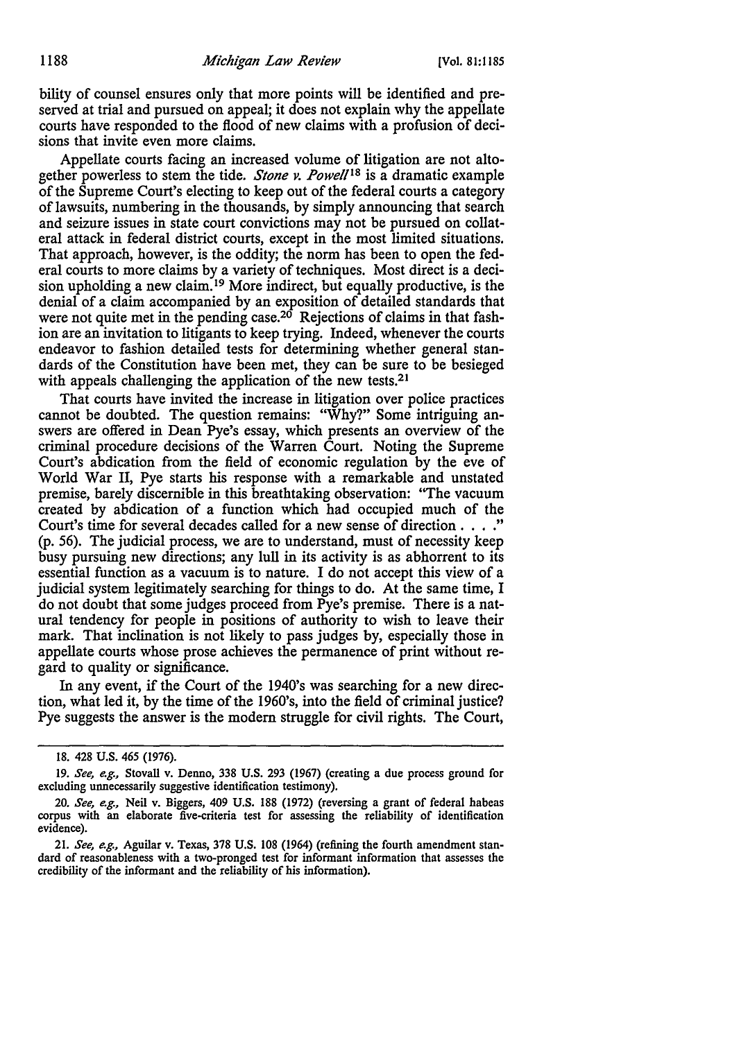bility of counsel ensures only that more points will be identified and preserved at trial and pursued on appeal; it does not explain why the appellate courts have responded to the flood of new claims with a profusion of decisions that invite even more claims.

Appellate courts facing an increased volume of litigation are not altogether powerless to stem the tide. *Stone v. Powell*[18] is a dramatic example of the Supreme Court's electing to keep out of the federal courts a category of lawsuits, numbering in the thousands, by simply announcing that search and seizure issues in state court convictions may not be pursued on collateral attack in federal district courts, except in the most limited situations. That approach, however, is the oddity; the norm has been to open the federal courts to more claims by a variety of techniques. Most direct is a decision upholding a new claim.[19] More indirect, but equally productive, is the denial of a claim accompanied by an exposition of detailed standards that were not quite met in the pending case.[20] Rejections of claims in that fashion are an invitation to litigants to keep trying. Indeed, whenever the courts endeavor to fashion detailed tests for determining whether general standards of the Constitution have been met, they can be sure to be besieged with appeals challenging the application of the new tests.[21]

That courts have invited the increase in litigation over police practices cannot be doubted. The question remains: "Why?" Some intriguing answers are offered in Dean Pye's essay, which presents an overview of the criminal procedure decisions of the Warren Court. Noting the Supreme Court's abdication from the field of economic regulation by the eve of World War II, Pye starts his response with a remarkable and unstated premise, barely discernible in this breathtaking observation: "The vacuum created by abdication of a function which had occupied much of the Court's time for several decades called for a new sense of direction . . . ." (p. 56). The judicial process, we are to understand, must of necessity keep busy pursuing new directions; any lull in its activity is as abhorrent to its essential function as a vacuum is to nature. I do not accept this view of a judicial system legitimately searching for things to do. At the same time, I do not doubt that some judges proceed from Pye's premise. There is a natural tendency for people in positions of authority to wish to leave their mark. That inclination is not likely to pass judges by, especially those in appellate courts whose prose achieves the permanence of print without regard to quality or significance.

In any event, if the Court of the 1940's was searching for a new direction, what led it, by the time of the 1960's, into the field of criminal justice? Pye suggests the answer is the modern struggle for civil rights. The Court,

---

18. 428 U.S. 465 (1976).

19. *See, e.g.,* Stovall v. Denno, 338 U.S. 293 (1967) (creating a due process ground for excluding unnecessarily suggestive identification testimony).

20. *See, e.g.,* Neil v. Biggers, 409 U.S. 188 (1972) (reversing a grant of federal habeas corpus with an elaborate five-criteria test for assessing the reliability of identification evidence).

21. *See, e.g.,* Aguilar v. Texas, 378 U.S. 108 (1964) (refining the fourth amendment standard of reasonableness with a two-pronged test for informant information that assesses the credibility of the informant and the reliability of his information).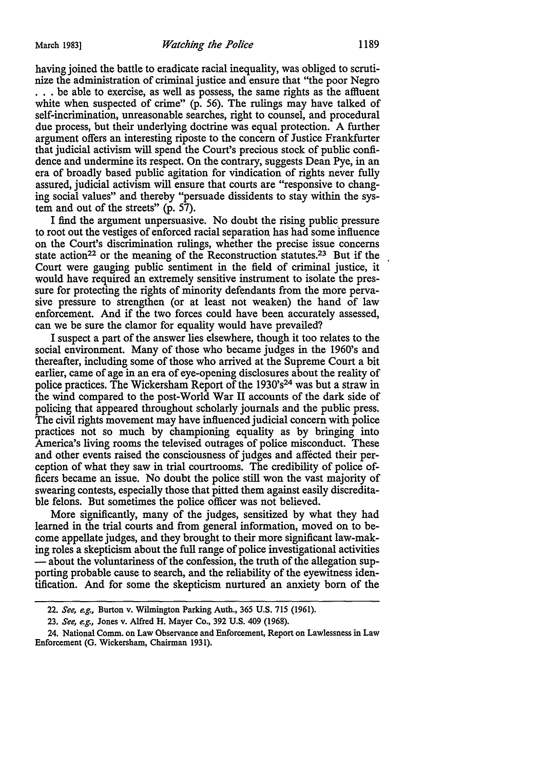having joined the battle to eradicate racial inequality, was obliged to scrutinize the administration of criminal justice and ensure that "the poor Negro . . . be able to exercise, as well as possess, the same rights as the affluent white when suspected of crime" (p. 56). The rulings may have talked of self-incrimination, unreasonable searches, right to counsel, and procedural due process, but their underlying doctrine was equal protection. A further argument offers an interesting riposte to the concern of Justice Frankfurter that judicial activism will spend the Court's precious stock of public confidence and undermine its respect. On the contrary, suggests Dean Pye, in an era of broadly based public agitation for vindication of rights never fully assured, judicial activism will ensure that courts are "responsive to changing social values" and thereby "persuade dissidents to stay within the system and out of the streets" (p. 57).

I find the argument unpersuasive. No doubt the rising public pressure to root out the vestiges of enforced racial separation has had some influence on the Court's discrimination rulings, whether the precise issue concerns state action[22] or the meaning of the Reconstruction statutes.[23] But if the Court were gauging public sentiment in the field of criminal justice, it would have required an extremely sensitive instrument to isolate the pressure for protecting the rights of minority defendants from the more pervasive pressure to strengthen (or at least not weaken) the hand of law enforcement. And if the two forces could have been accurately assessed, can we be sure the clamor for equality would have prevailed?

I suspect a part of the answer lies elsewhere, though it too relates to the social environment. Many of those who became judges in the 1960's and thereafter, including some of those who arrived at the Supreme Court a bit earlier, came of age in an era of eye-opening disclosures about the reality of police practices. The Wickersham Report of the 1930's[24] was but a straw in the wind compared to the post-World War II accounts of the dark side of policing that appeared throughout scholarly journals and the public press. The civil rights movement may have influenced judicial concern with police practices not so much by championing equality as by bringing into America's living rooms the televised outrages of police misconduct. These and other events raised the consciousness of judges and affected their perception of what they saw in trial courtrooms. The credibility of police officers became an issue. No doubt the police still won the vast majority of swearing contests, especially those that pitted them against easily discreditable felons. But sometimes the police officer was not believed.

More significantly, many of the judges, sensitized by what they had learned in the trial courts and from general information, moved on to become appellate judges, and they brought to their more significant law-making roles a skepticism about the full range of police investigational activities — about the voluntariness of the confession, the truth of the allegation supporting probable cause to search, and the reliability of the eyewitness identification. And for some the skepticism nurtured an anxiety born of the

---

22. *See, e.g.,* Burton v. Wilmington Parking Auth., 365 U.S. 715 (1961).

23. *See, e.g.,* Jones v. Alfred H. Mayer Co., 392 U.S. 409 (1968).

24. National Comm. on Law Observance and Enforcement, Report on Lawlessness in Law Enforcement (G. Wickersham, Chairman 1931).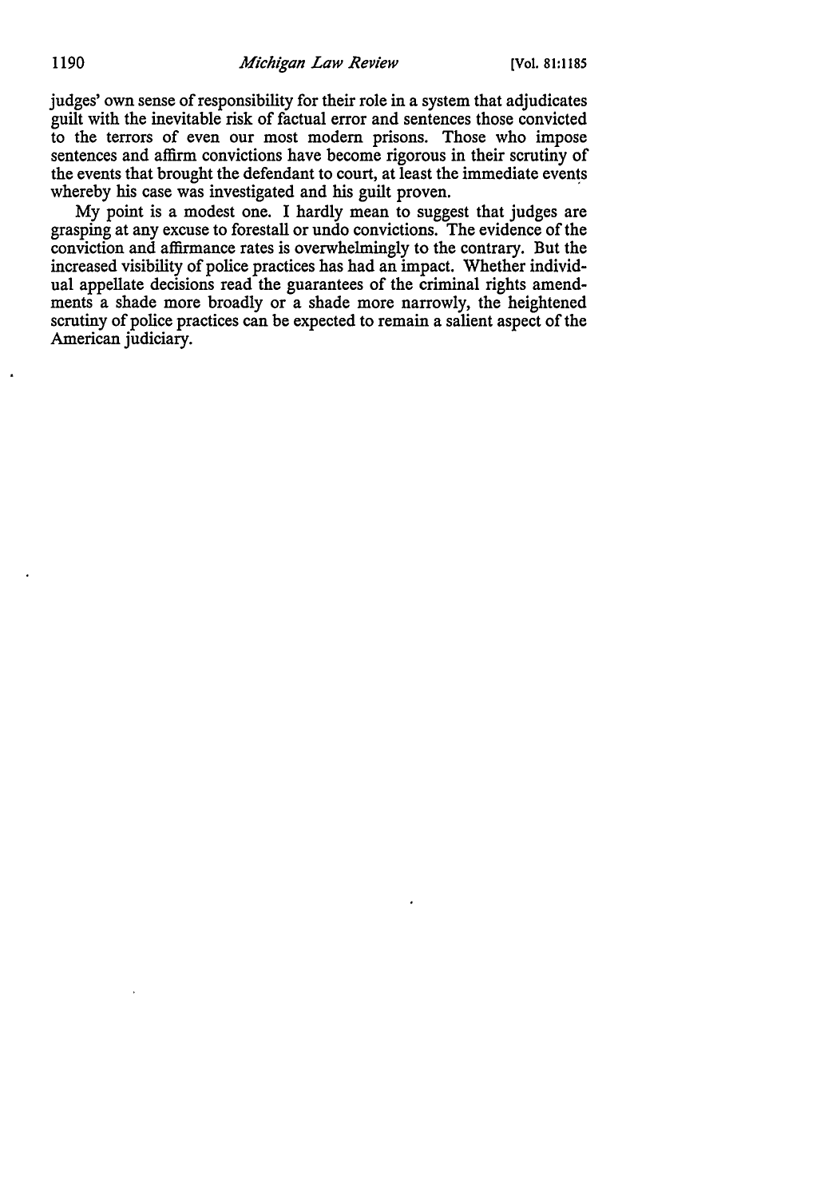judges' own sense of responsibility for their role in a system that adjudicates guilt with the inevitable risk of factual error and sentences those convicted to the terrors of even our most modern prisons. Those who impose sentences and affirm convictions have become rigorous in their scrutiny of the events that brought the defendant to court, at least the immediate events whereby his case was investigated and his guilt proven.

My point is a modest one. I hardly mean to suggest that judges are grasping at any excuse to forestall or undo convictions. The evidence of the conviction and affirmance rates is overwhelmingly to the contrary. But the increased visibility of police practices has had an impact. Whether individual appellate decisions read the guarantees of the criminal rights amendments a shade more broadly or a shade more narrowly, the heightened scrutiny of police practices can be expected to remain a salient aspect of the American judiciary.